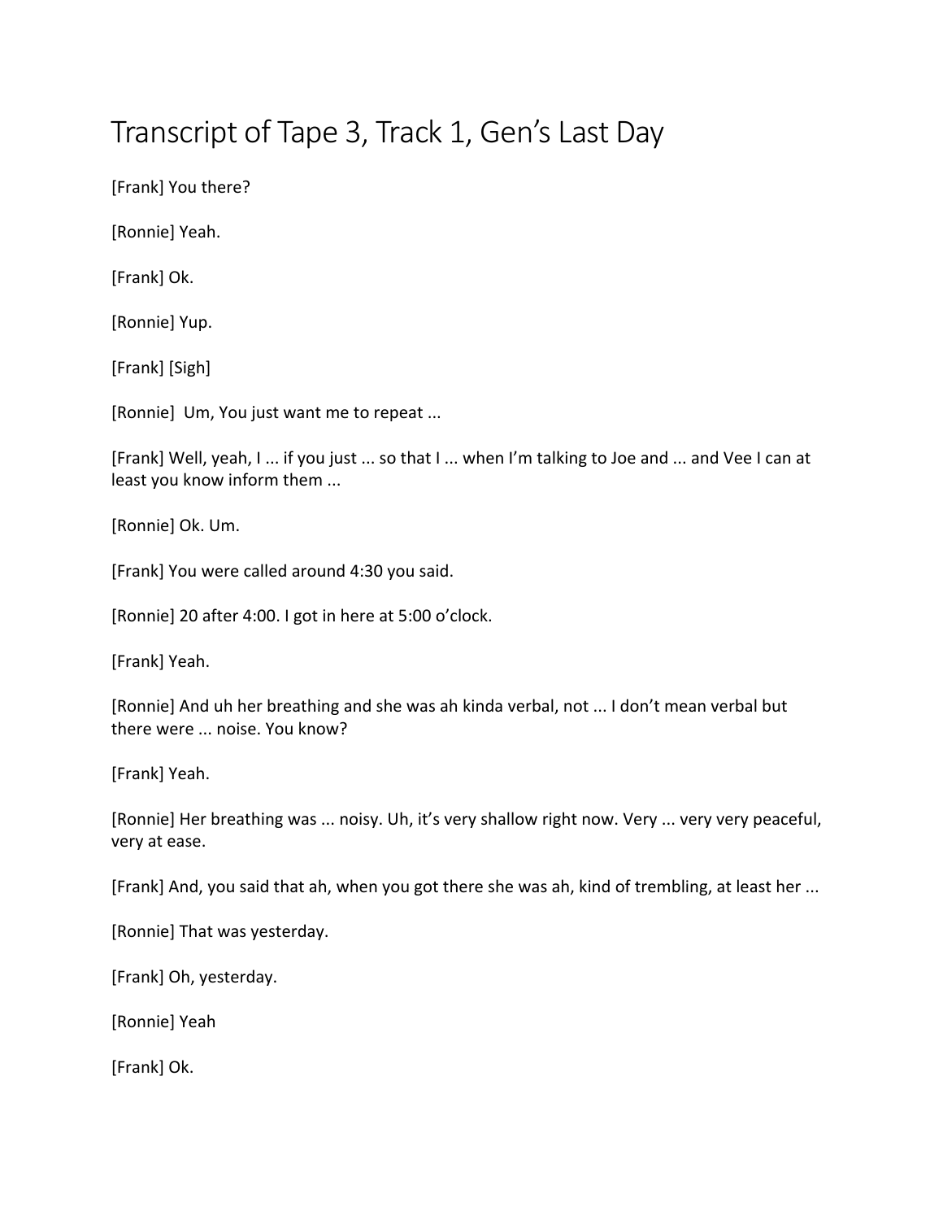# Transcript of Tape 3, Track 1, Gen's Last Day

[Frank] You there?

[Ronnie] Yeah.

[Frank] Ok.

[Ronnie] Yup.

[Frank] [Sigh]

[Ronnie] Um, You just want me to repeat ...

[Frank] Well, yeah, I ... if you just ... so that I ... when I'm talking to Joe and ... and Vee I can at least you know inform them ...

[Ronnie] Ok. Um.

[Frank] You were called around 4:30 you said.

[Ronnie] 20 after 4:00. I got in here at 5:00 o'clock.

[Frank] Yeah.

[Ronnie] And uh her breathing and she was ah kinda verbal, not ... I don't mean verbal but there were ... noise. You know?

[Frank] Yeah.

[Ronnie] Her breathing was ... noisy. Uh, it's very shallow right now. Very ... very very peaceful, very at ease.

[Frank] And, you said that ah, when you got there she was ah, kind of trembling, at least her ...

[Ronnie] That was yesterday.

[Frank] Oh, yesterday.

[Ronnie] Yeah

[Frank] Ok.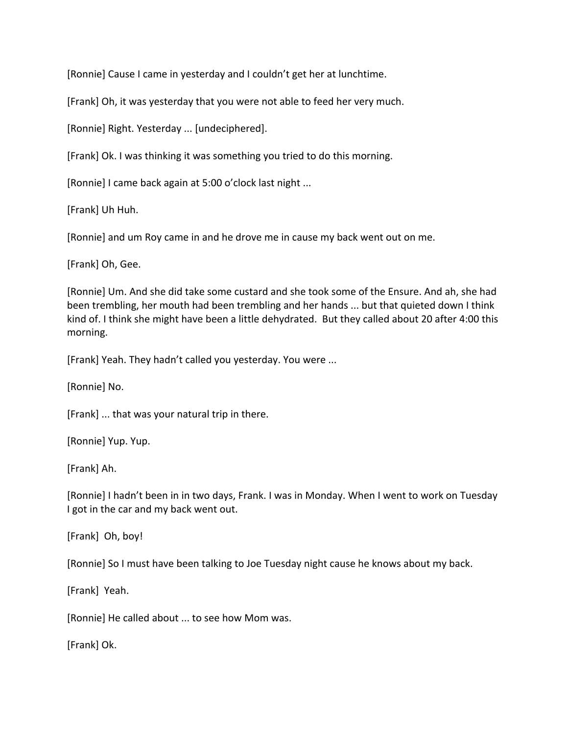[Ronnie] Cause I came in yesterday and I couldn't get her at lunchtime.

[Frank] Oh, it was yesterday that you were not able to feed her very much.

[Ronnie] Right. Yesterday ... [undeciphered].

[Frank] Ok. I was thinking it was something you tried to do this morning.

[Ronnie] I came back again at 5:00 o'clock last night ...

[Frank] Uh Huh.

[Ronnie] and um Roy came in and he drove me in cause my back went out on me.

[Frank] Oh, Gee.

[Ronnie] Um. And she did take some custard and she took some of the Ensure. And ah, she had been trembling, her mouth had been trembling and her hands ... but that quieted down I think kind of. I think she might have been a little dehydrated. But they called about 20 after 4:00 this morning.

[Frank] Yeah. They hadn't called you yesterday. You were ...

[Ronnie] No.

[Frank] ... that was your natural trip in there.

[Ronnie] Yup. Yup.

[Frank] Ah.

[Ronnie] I hadn't been in in two days, Frank. I was in Monday. When I went to work on Tuesday I got in the car and my back went out.

[Frank] Oh, boy!

[Ronnie] So I must have been talking to Joe Tuesday night cause he knows about my back.

[Frank] Yeah.

[Ronnie] He called about ... to see how Mom was.

[Frank] Ok.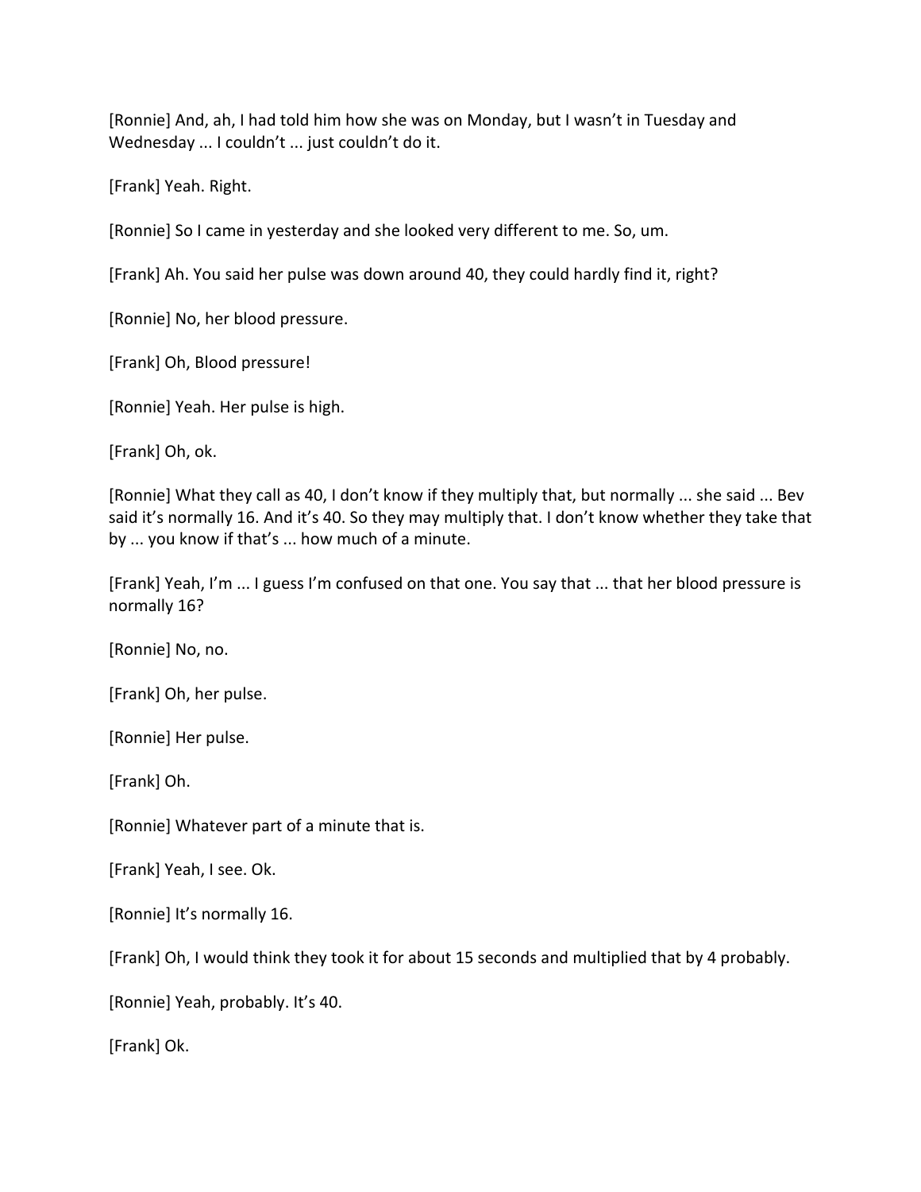[Ronnie] And, ah, I had told him how she was on Monday, but I wasn't in Tuesday and Wednesday ... I couldn't ... just couldn't do it.

[Frank] Yeah. Right.

[Ronnie] So I came in yesterday and she looked very different to me. So, um.

[Frank] Ah. You said her pulse was down around 40, they could hardly find it, right?

[Ronnie] No, her blood pressure.

[Frank] Oh, Blood pressure!

[Ronnie] Yeah. Her pulse is high.

[Frank] Oh, ok.

[Ronnie] What they call as 40, I don't know if they multiply that, but normally ... she said ... Bev said it's normally 16. And it's 40. So they may multiply that. I don't know whether they take that by ... you know if that's ... how much of a minute.

[Frank] Yeah, I'm ... I guess I'm confused on that one. You say that ... that her blood pressure is normally 16?

[Ronnie] No, no.

[Frank] Oh, her pulse.

[Ronnie] Her pulse.

[Frank] Oh.

[Ronnie] Whatever part of a minute that is.

[Frank] Yeah, I see. Ok.

[Ronnie] It's normally 16.

[Frank] Oh, I would think they took it for about 15 seconds and multiplied that by 4 probably.

[Ronnie] Yeah, probably. It's 40.

[Frank] Ok.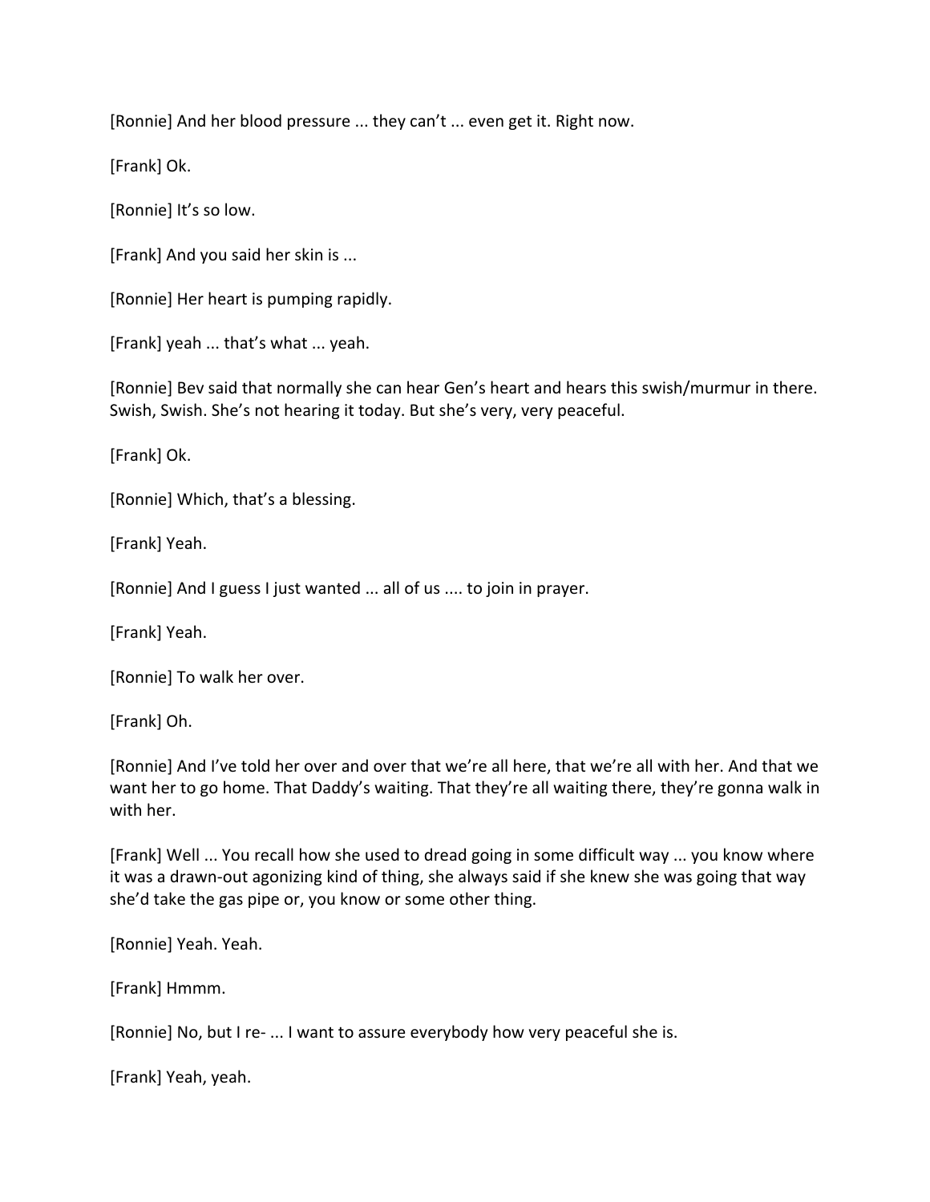[Ronnie] And her blood pressure ... they can't ... even get it. Right now.

[Frank] Ok.

[Ronnie] It's so low.

[Frank] And you said her skin is ...

[Ronnie] Her heart is pumping rapidly.

[Frank] yeah ... that's what ... yeah.

[Ronnie] Bev said that normally she can hear Gen's heart and hears this swish/murmur in there. Swish, Swish. She's not hearing it today. But she's very, very peaceful.

[Frank] Ok.

[Ronnie] Which, that's a blessing.

[Frank] Yeah.

[Ronnie] And I guess I just wanted ... all of us .... to join in prayer.

[Frank] Yeah.

[Ronnie] To walk her over.

[Frank] Oh.

[Ronnie] And I've told her over and over that we're all here, that we're all with her. And that we want her to go home. That Daddy's waiting. That they're all waiting there, they're gonna walk in with her.

[Frank] Well ... You recall how she used to dread going in some difficult way ... you know where it was a drawn-out agonizing kind of thing, she always said if she knew she was going that way she'd take the gas pipe or, you know or some other thing.

[Ronnie] Yeah. Yeah.

[Frank] Hmmm.

[Ronnie] No, but I re- ... I want to assure everybody how very peaceful she is.

[Frank] Yeah, yeah.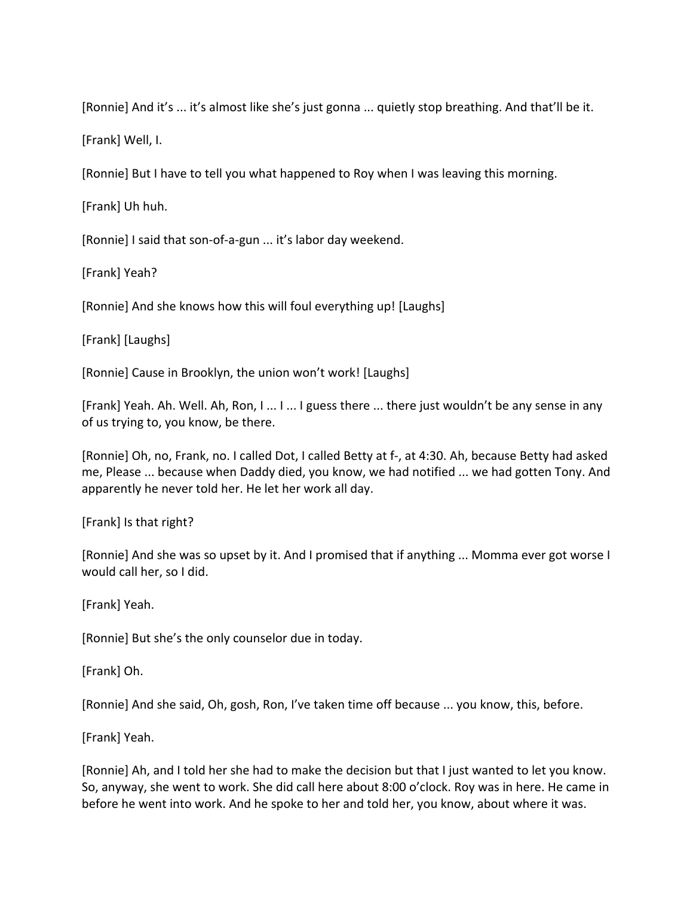[Ronnie] And it's ... it's almost like she's just gonna ... quietly stop breathing. And that'll be it.

[Frank] Well, I.

[Ronnie] But I have to tell you what happened to Roy when I was leaving this morning.

[Frank] Uh huh.

[Ronnie] I said that son-of-a-gun ... it's labor day weekend.

[Frank] Yeah?

[Ronnie] And she knows how this will foul everything up! [Laughs]

[Frank] [Laughs]

[Ronnie] Cause in Brooklyn, the union won't work! [Laughs]

[Frank] Yeah. Ah. Well. Ah, Ron, I ... I ... I guess there ... there just wouldn't be any sense in any of us trying to, you know, be there.

[Ronnie] Oh, no, Frank, no. I called Dot, I called Betty at f-, at 4:30. Ah, because Betty had asked me, Please ... because when Daddy died, you know, we had notified ... we had gotten Tony. And apparently he never told her. He let her work all day.

[Frank] Is that right?

[Ronnie] And she was so upset by it. And I promised that if anything ... Momma ever got worse I would call her, so I did.

[Frank] Yeah.

[Ronnie] But she's the only counselor due in today.

[Frank] Oh.

[Ronnie] And she said, Oh, gosh, Ron, I've taken time off because ... you know, this, before.

[Frank] Yeah.

[Ronnie] Ah, and I told her she had to make the decision but that I just wanted to let you know. So, anyway, she went to work. She did call here about 8:00 o'clock. Roy was in here. He came in before he went into work. And he spoke to her and told her, you know, about where it was.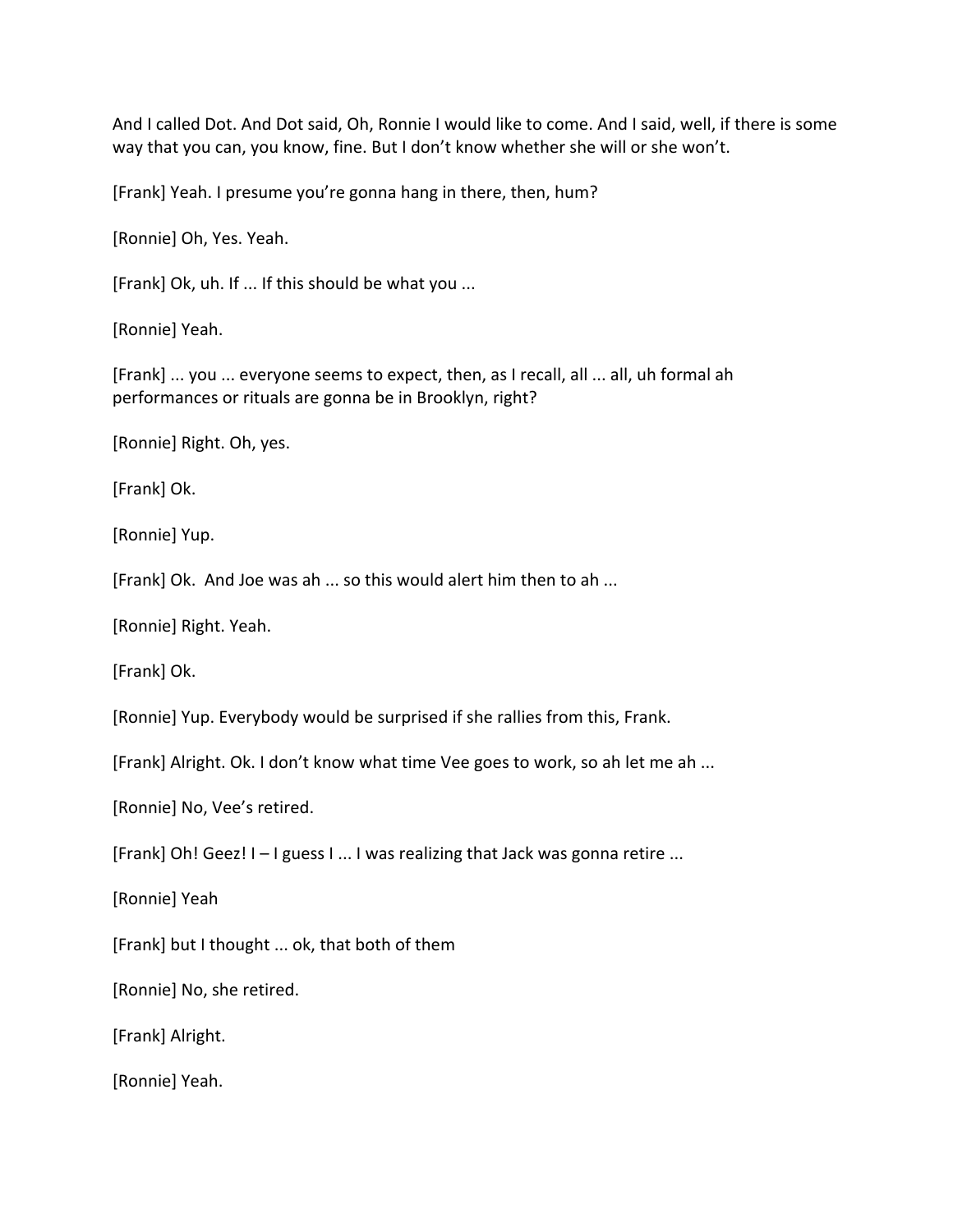And I called Dot. And Dot said, Oh, Ronnie I would like to come. And I said, well, if there is some way that you can, you know, fine. But I don't know whether she will or she won't.

[Frank] Yeah. I presume you're gonna hang in there, then, hum?

[Ronnie] Oh, Yes. Yeah.

[Frank] Ok, uh. If ... If this should be what you ...

[Ronnie] Yeah.

[Frank] ... you ... everyone seems to expect, then, as I recall, all ... all, uh formal ah performances or rituals are gonna be in Brooklyn, right?

[Ronnie] Right. Oh, yes.

[Frank] Ok.

[Ronnie] Yup.

[Frank] Ok. And Joe was ah ... so this would alert him then to ah ...

[Ronnie] Right. Yeah.

[Frank] Ok.

[Ronnie] Yup. Everybody would be surprised if she rallies from this, Frank.

[Frank] Alright. Ok. I don't know what time Vee goes to work, so ah let me ah ...

[Ronnie] No, Vee's retired.

[Frank] Oh! Geez! I – I guess I ... I was realizing that Jack was gonna retire ...

[Ronnie] Yeah

[Frank] but I thought ... ok, that both of them

[Ronnie] No, she retired.

[Frank] Alright.

[Ronnie] Yeah.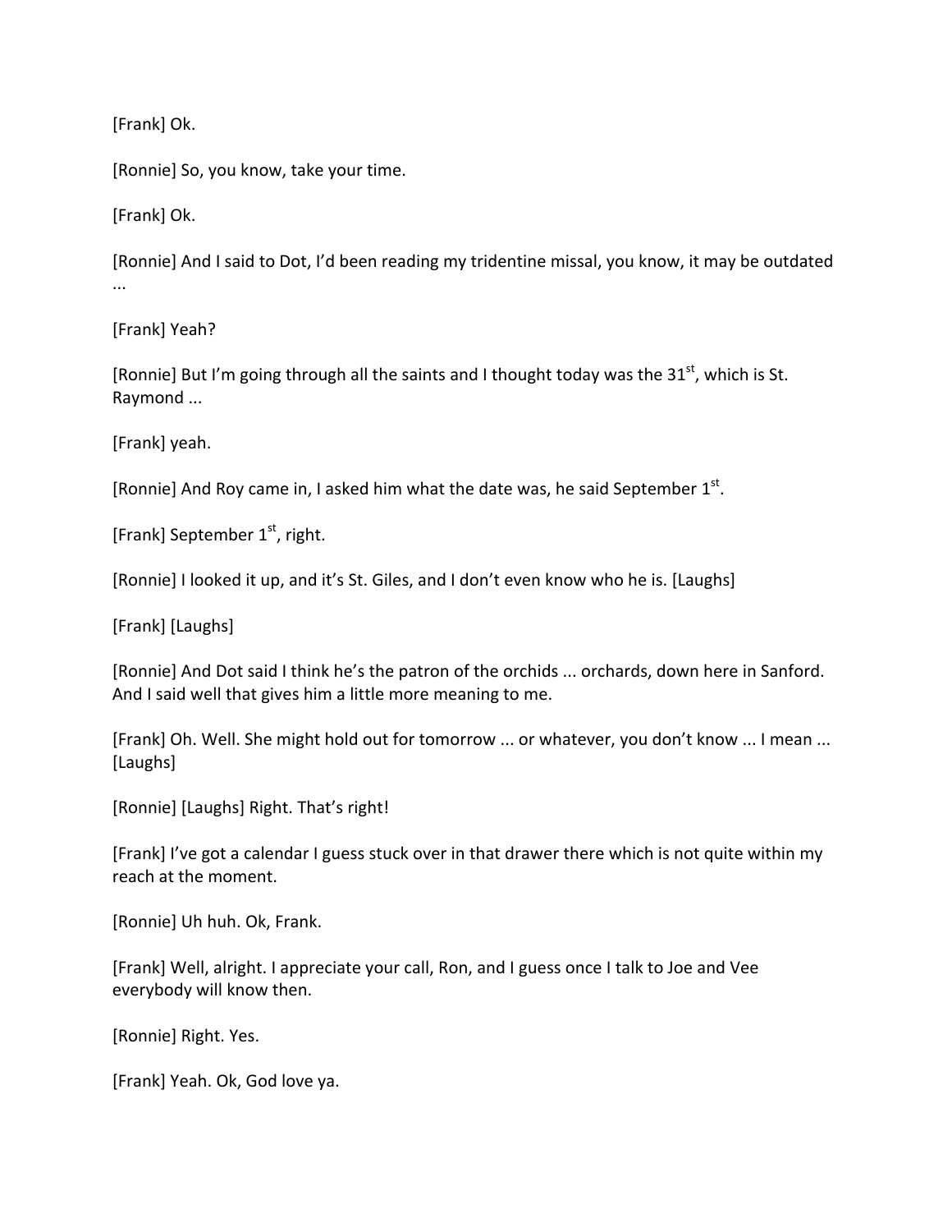[Frank] Ok.

[Ronnie] So, you know, take your time.

[Frank] Ok.

[Ronnie] And I said to Dot, I'd been reading my tridentine missal, you know, it may be outdated ...

[Frank] Yeah?

[Ronnie] But I'm going through all the saints and I thought today was the 31st, which is St. Raymond ...

[Frank] yeah.

[Ronnie] And Roy came in, I asked him what the date was, he said September 1st.

[Frank] September 1st, right.

[Ronnie] I looked it up, and it's St. Giles, and I don't even know who he is. [Laughs]

[Frank] [Laughs]

[Ronnie] And Dot said I think he's the patron of the orchids ... orchards, down here in Sanford. And I said well that gives him a little more meaning to me.

[Frank] Oh. Well. She might hold out for tomorrow ... or whatever, you don't know ... I mean ... [Laughs]

[Ronnie] [Laughs] Right. That's right!

[Frank] I've got a calendar I guess stuck over in that drawer there which is not quite within my reach at the moment.

[Ronnie] Uh huh. Ok, Frank.

[Frank] Well, alright. I appreciate your call, Ron, and I guess once I talk to Joe and Vee everybody will know then.

[Ronnie] Right. Yes.

[Frank] Yeah. Ok, God love ya.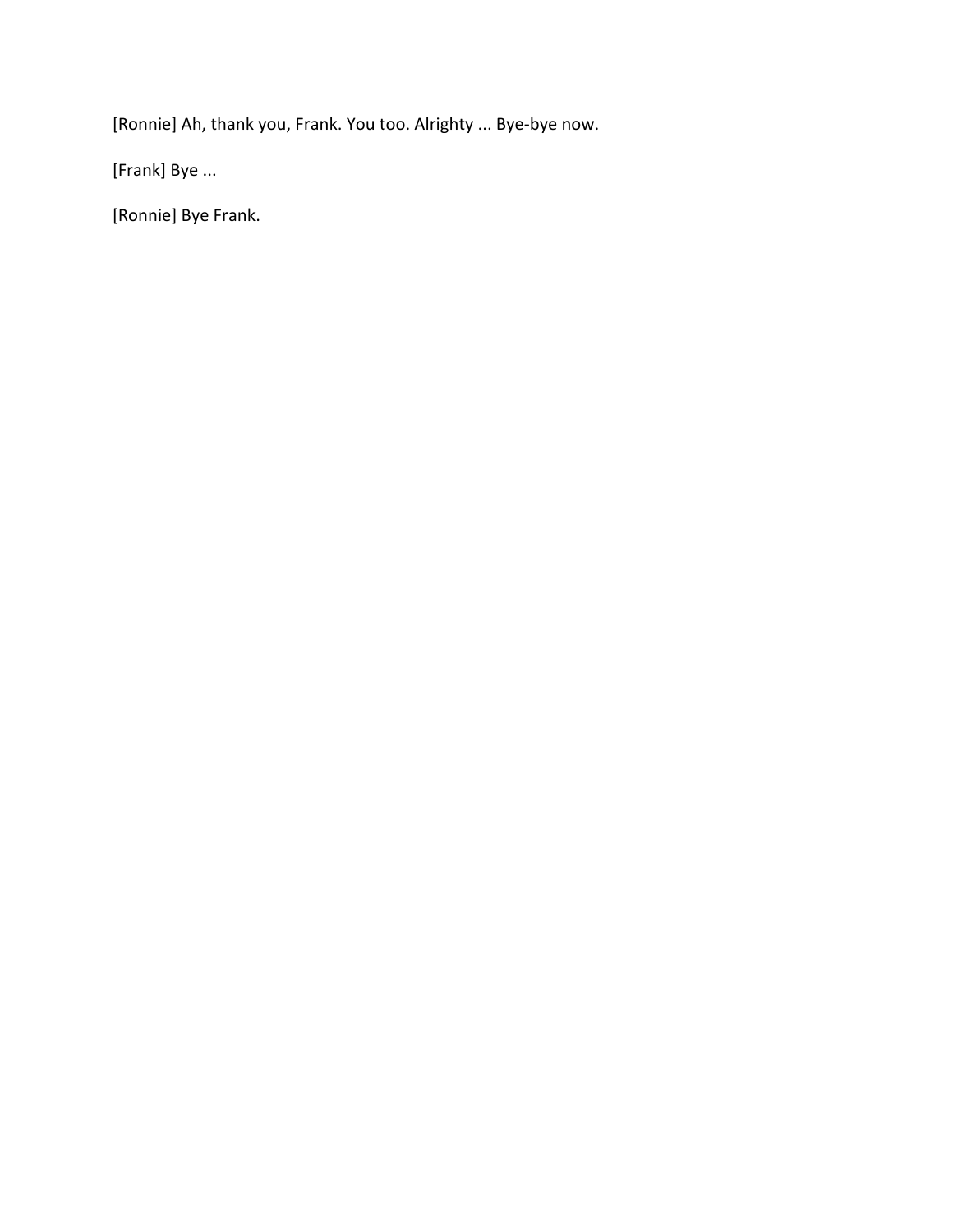[Ronnie] Ah, thank you, Frank. You too. Alrighty ... Bye-bye now.

[Frank] Bye ...

[Ronnie] Bye Frank.